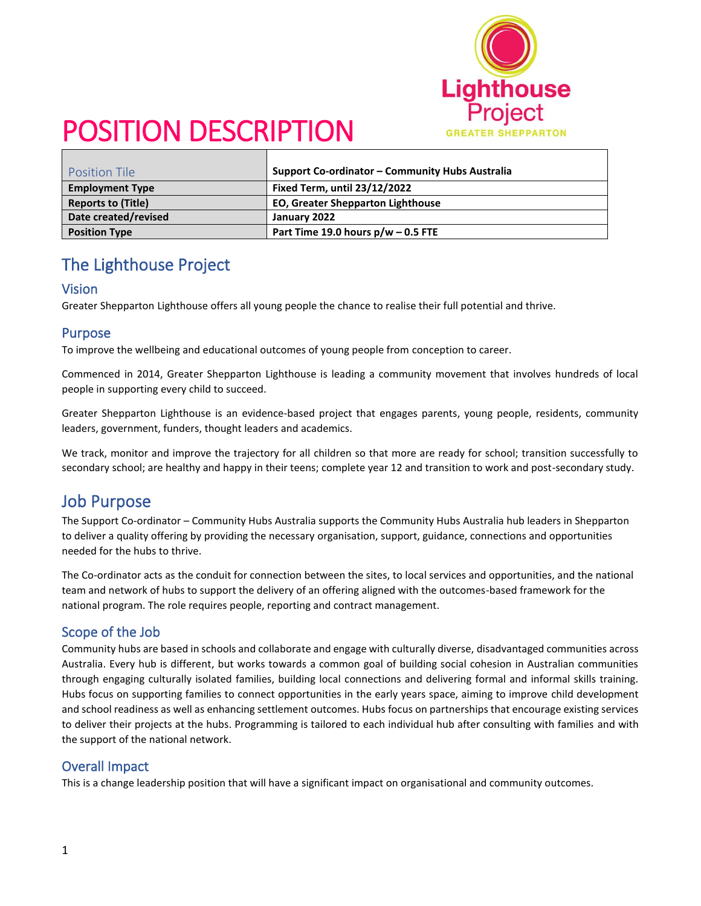# POSITION DESCRIPTION

| Position Tile | Support Co-ordinator – Community Hubs Australia |
|---|---|
| **Employment Type** | **Fixed Term, until 23/12/2022** |
| **Reports to (Title)** | **EO, Greater Shepparton Lighthouse** |
| **Date created/revised** | **January 2022** |
| **Position Type** | **Part Time 19.0 hours p/w – 0.5 FTE** |

## The Lighthouse Project

### Vision

Greater Shepparton Lighthouse offers all young people the chance to realise their full potential and thrive.

### Purpose

To improve the wellbeing and educational outcomes of young people from conception to career.

Commenced in 2014, Greater Shepparton Lighthouse is leading a community movement that involves hundreds of local people in supporting every child to succeed.

Greater Shepparton Lighthouse is an evidence-based project that engages parents, young people, residents, community leaders, government, funders, thought leaders and academics.

We track, monitor and improve the trajectory for all children so that more are ready for school; transition successfully to secondary school; are healthy and happy in their teens; complete year 12 and transition to work and post-secondary study.

## Job Purpose

The Support Co-ordinator – Community Hubs Australia supports the Community Hubs Australia hub leaders in Shepparton to deliver a quality offering by providing the necessary organisation, support, guidance, connections and opportunities needed for the hubs to thrive.

The Co-ordinator acts as the conduit for connection between the sites, to local services and opportunities, and the national team and network of hubs to support the delivery of an offering aligned with the outcomes-based framework for the national program. The role requires people, reporting and contract management.

### Scope of the Job

Community hubs are based in schools and collaborate and engage with culturally diverse, disadvantaged communities across Australia. Every hub is different, but works towards a common goal of building social cohesion in Australian communities through engaging culturally isolated families, building local connections and delivering formal and informal skills training. Hubs focus on supporting families to connect opportunities in the early years space, aiming to improve child development and school readiness as well as enhancing settlement outcomes. Hubs focus on partnerships that encourage existing services to deliver their projects at the hubs. Programming is tailored to each individual hub after consulting with families and with the support of the national network.

### Overall Impact

This is a change leadership position that will have a significant impact on organisational and community outcomes.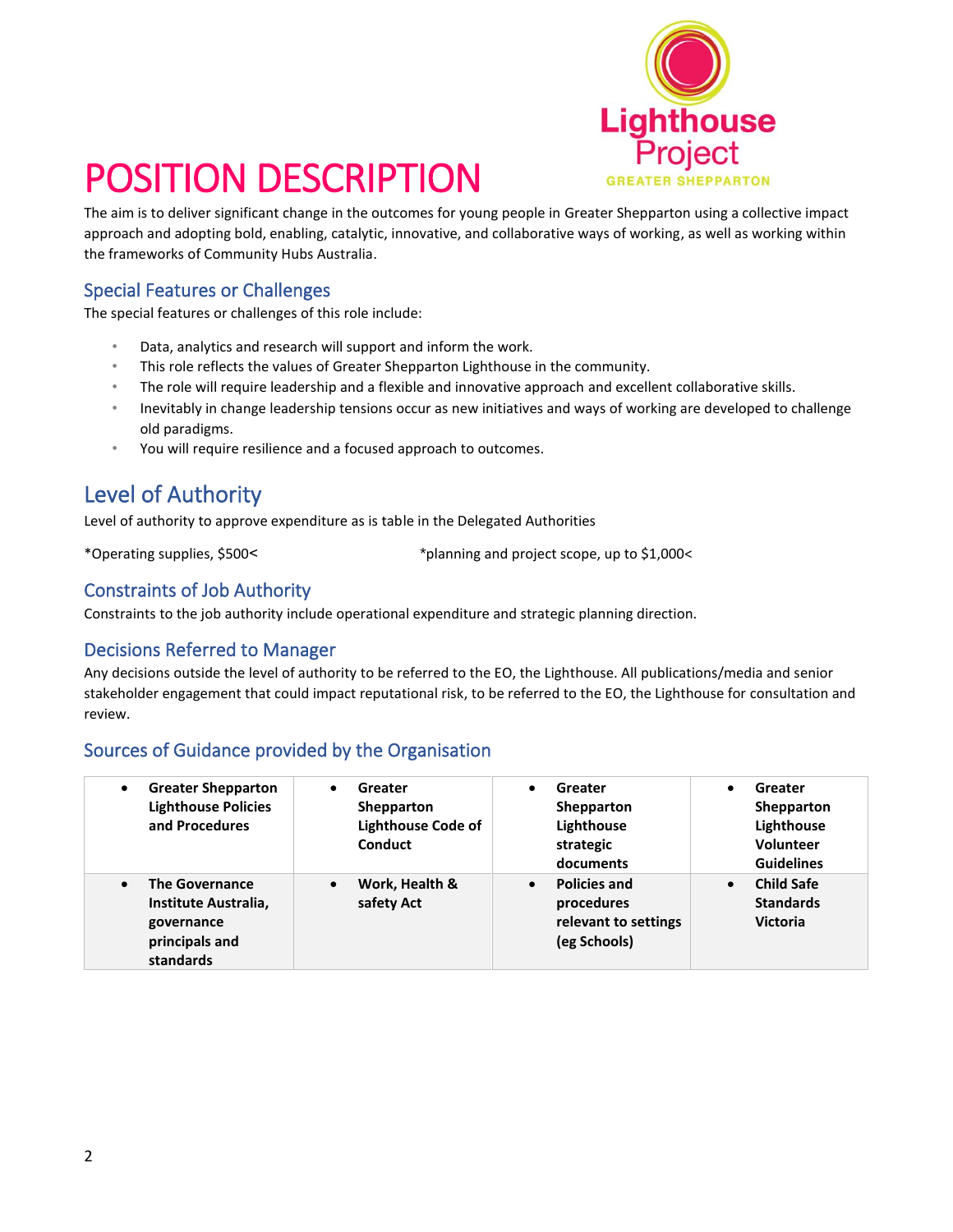# POSITION DESCRIPTION

The aim is to deliver significant change in the outcomes for young people in Greater Shepparton using a collective impact approach and adopting bold, enabling, catalytic, innovative, and collaborative ways of working, as well as working within the frameworks of Community Hubs Australia.

### Special Features or Challenges

The special features or challenges of this role include:

- Data, analytics and research will support and inform the work.
- This role reflects the values of Greater Shepparton Lighthouse in the community.
- The role will require leadership and a flexible and innovative approach and excellent collaborative skills.
- Inevitably in change leadership tensions occur as new initiatives and ways of working are developed to challenge old paradigms.
- You will require resilience and a focused approach to outcomes.

## Level of Authority

Level of authority to approve expenditure as is table in the Delegated Authorities

*Operating supplies, $500<

*planning and project scope, up to $1,000<

### Constraints of Job Authority

Constraints to the job authority include operational expenditure and strategic planning direction.

### Decisions Referred to Manager

Any decisions outside the level of authority to be referred to the EO, the Lighthouse. All publications/media and senior stakeholder engagement that could impact reputational risk, to be referred to the EO, the Lighthouse for consultation and review.

### Sources of Guidance provided by the Organisation

| | | | |
|---|---|---|---|
| • **Greater Shepparton Lighthouse Policies and Procedures** | • **Greater Shepparton Lighthouse Code of Conduct** | • **Greater Shepparton Lighthouse strategic documents** | • **Greater Shepparton Lighthouse Volunteer Guidelines** |
| • **The Governance Institute Australia, governance principals and standards** | • **Work, Health & safety Act** | • **Policies and procedures relevant to settings (eg Schools)** | • **Child Safe Standards Victoria** |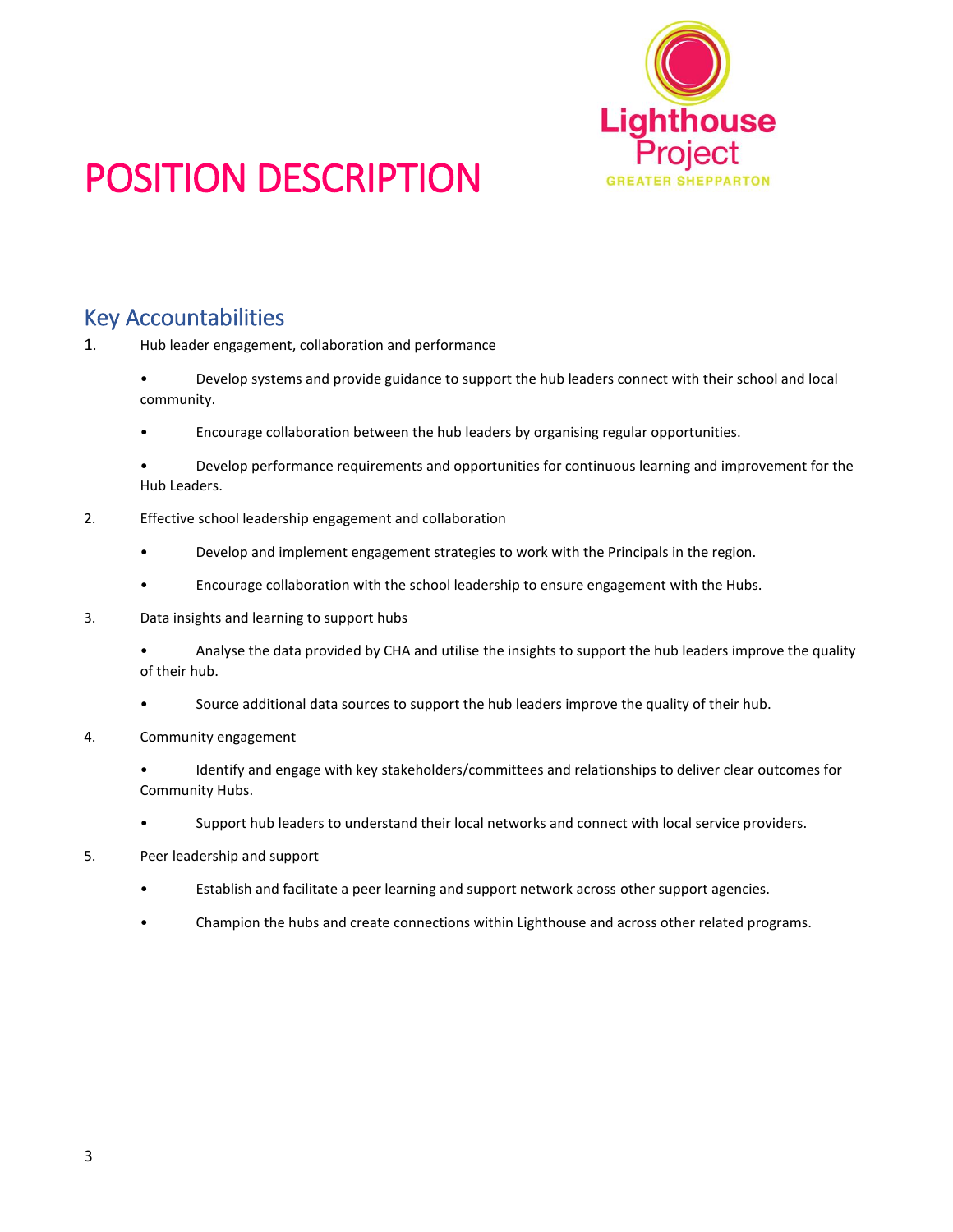# POSITION DESCRIPTION

## Key Accountabilities

1. Hub leader engagement, collaboration and performance
   - Develop systems and provide guidance to support the hub leaders connect with their school and local community.
   - Encourage collaboration between the hub leaders by organising regular opportunities.
   - Develop performance requirements and opportunities for continuous learning and improvement for the Hub Leaders.
2. Effective school leadership engagement and collaboration
   - Develop and implement engagement strategies to work with the Principals in the region.
   - Encourage collaboration with the school leadership to ensure engagement with the Hubs.
3. Data insights and learning to support hubs
   - Analyse the data provided by CHA and utilise the insights to support the hub leaders improve the quality of their hub.
   - Source additional data sources to support the hub leaders improve the quality of their hub.
4. Community engagement
   - Identify and engage with key stakeholders/committees and relationships to deliver clear outcomes for Community Hubs.
   - Support hub leaders to understand their local networks and connect with local service providers.
5. Peer leadership and support
   - Establish and facilitate a peer learning and support network across other support agencies.
   - Champion the hubs and create connections within Lighthouse and across other related programs.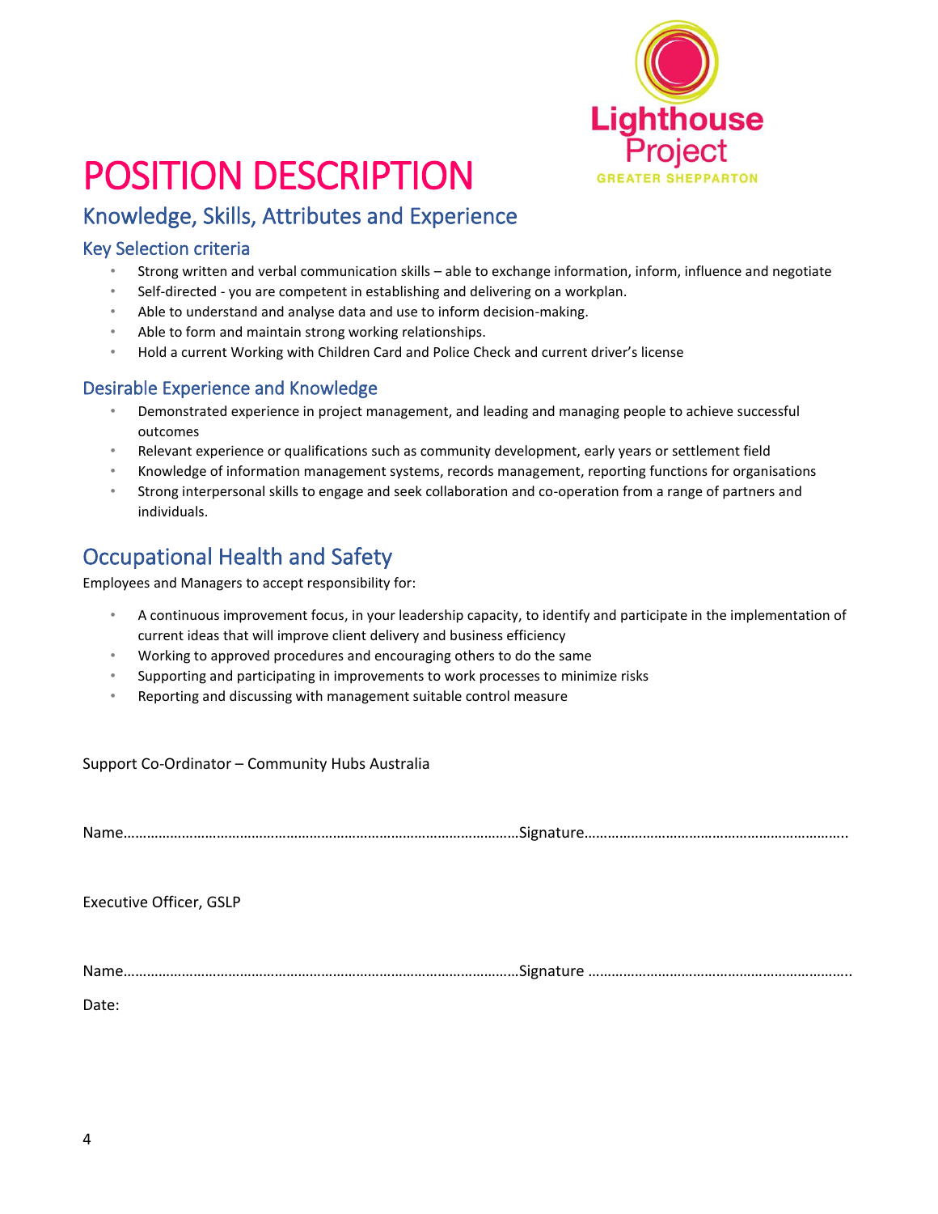# POSITION DESCRIPTION

## Knowledge, Skills, Attributes and Experience

### Key Selection criteria

- Strong written and verbal communication skills – able to exchange information, inform, influence and negotiate
- Self-directed - you are competent in establishing and delivering on a workplan.
- Able to understand and analyse data and use to inform decision-making.
- Able to form and maintain strong working relationships.
- Hold a current Working with Children Card and Police Check and current driver's license

### Desirable Experience and Knowledge

- Demonstrated experience in project management, and leading and managing people to achieve successful outcomes
- Relevant experience or qualifications such as community development, early years or settlement field
- Knowledge of information management systems, records management, reporting functions for organisations
- Strong interpersonal skills to engage and seek collaboration and co-operation from a range of partners and individuals.

## Occupational Health and Safety

Employees and Managers to accept responsibility for:

- A continuous improvement focus, in your leadership capacity, to identify and participate in the implementation of current ideas that will improve client delivery and business efficiency
- Working to approved procedures and encouraging others to do the same
- Supporting and participating in improvements to work processes to minimize risks
- Reporting and discussing with management suitable control measure

Support Co-Ordinator – Community Hubs Australia

Name……………………………………………………………………………………………Signature…………………………………………………………..

Executive Officer, GSLP

Name……………………………………………………………………………………………Signature …………………………………………………………..

Date: